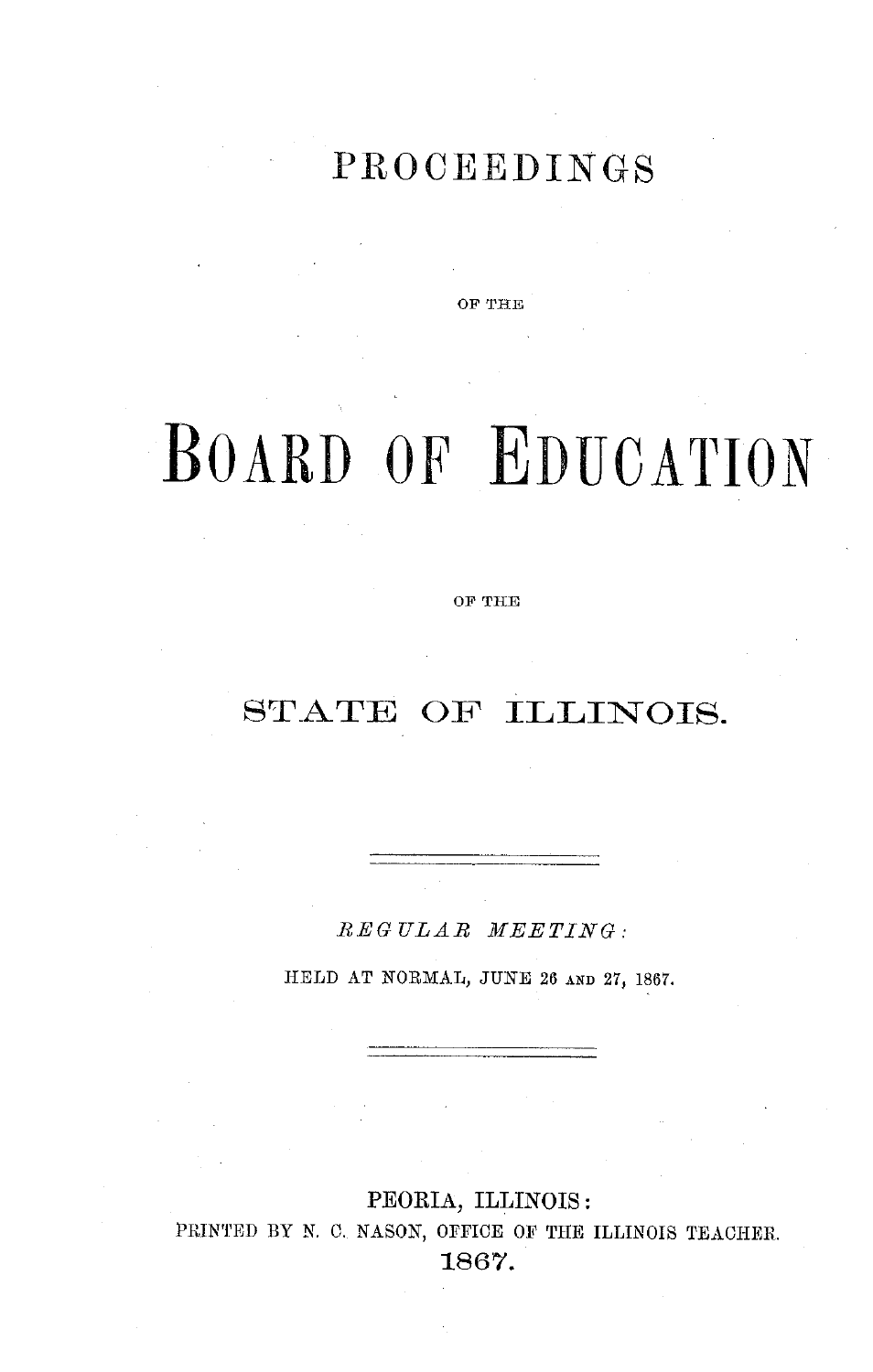# PROCEEDINGS

OF THE

# BOARD OF EDUCATION

OF THE

# STATE OF ILLINOIS.

---

*REGULAR MEETING:*

HELD AT NORMAL, JUNE 26 AND 27, 1867.

---

PEORIA, ILLINOIS:
PRINTED BY N. C. NASON, OFFICE OF THE ILLINOIS TEACHER.
1867.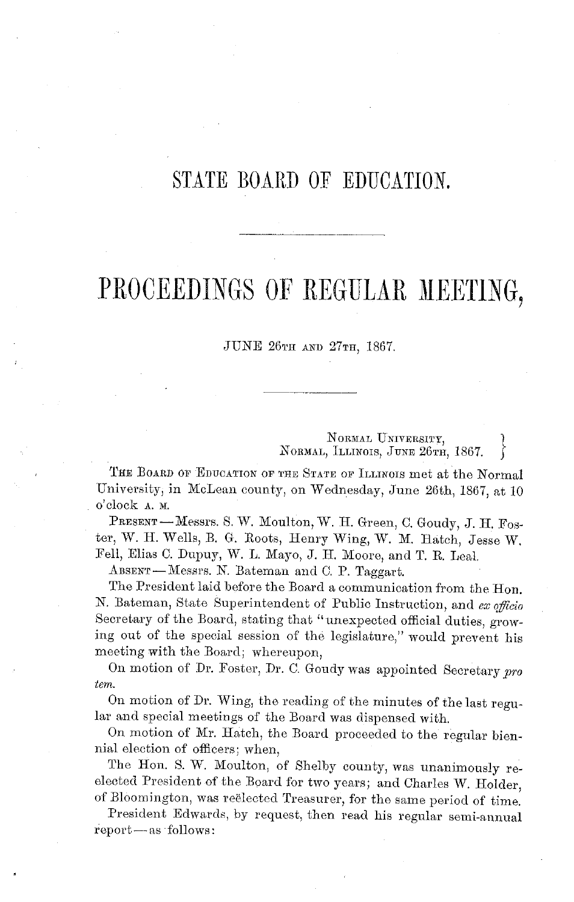# STATE BOARD OF EDUCATION.

---

# PROCEEDINGS OF REGULAR MEETING,

JUNE 26TH AND 27TH, 1867.

---

NORMAL UNIVERSITY,
NORMAL, ILLINOIS, JUNE 26TH, 1867.

THE BOARD OF EDUCATION OF THE STATE OF ILLINOIS met at the Normal University, in McLean county, on Wednesday, June 26th, 1867, at 10 o'clock A. M.

PRESENT—Messrs. S. W. Moulton, W. H. Green, C. Goudy, J. H. Foster, W. H. Wells, B. G. Roots, Henry Wing, W. M. Hatch, Jesse W. Fell, Elias C. Dupuy, W. L. Mayo, J. H. Moore, and T. R. Leal.

ABSENT—Messrs. N. Bateman and C. P. Taggart.

The President laid before the Board a communication from the Hon. N. Bateman, State Superintendent of Public Instruction, and *ex officio* Secretary of the Board, stating that "unexpected official duties, growing out of the special session of the legislature," would prevent his meeting with the Board; whereupon,

On motion of Dr. Foster, Dr. C. Goudy was appointed Secretary *pro tem.*

On motion of Dr. Wing, the reading of the minutes of the last regular and special meetings of the Board was dispensed with.

On motion of Mr. Hatch, the Board proceeded to the regular biennial election of officers; when,

The Hon. S. W. Moulton, of Shelby county, was unanimously reëlected President of the Board for two years; and Charles W. Holder, of Bloomington, was reëlected Treasurer, for the same period of time.

President Edwards, by request, then read his regular semi-annual report—as follows: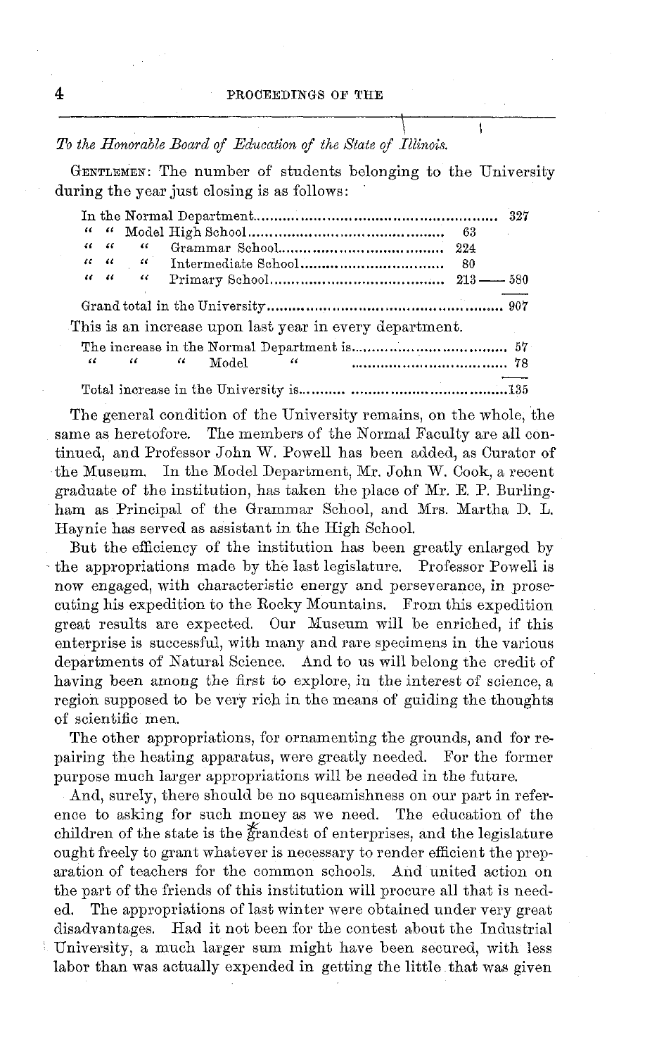*To the Honorable Board of Education of the State of Illinois.*

GENTLEMEN: The number of students belonging to the University during the year just closing is as follows:

| | | |
|---|---|---|
| In the Normal Department | | 327 |
| " " Model High School | 63 | |
| " " " Grammar School | 224 | |
| " " " Intermediate School | 80 | |
| " " " Primary School | 213 | 580 |
| Grand total in the University | | 907 |

This is an increase upon last year in every department.

| | |
|---|---|
| The increase in the Normal Department is | 57 |
| " " " Model " | 78 |
| Total increase in the University is | 135 |

The general condition of the University remains, on the whole, the same as heretofore. The members of the Normal Faculty are all continued, and Professor John W. Powell has been added, as Curator of the Museum. In the Model Department, Mr. John W. Cook, a recent graduate of the institution, has taken the place of Mr. E. P. Burlingham as Principal of the Grammar School, and Mrs. Martha D. L. Haynie has served as assistant in the High School.

But the efficiency of the institution has been greatly enlarged by the appropriations made by the last legislature. Professor Powell is now engaged, with characteristic energy and perseverance, in prosecuting his expedition to the Rocky Mountains. From this expedition great results are expected. Our Museum will be enriched, if this enterprise is successful, with many and rare specimens in the various departments of Natural Science. And to us will belong the credit of having been among the first to explore, in the interest of science, a region supposed to be very rich in the means of guiding the thoughts of scientific men.

The other appropriations, for ornamenting the grounds, and for repairing the heating apparatus, were greatly needed. For the former purpose much larger appropriations will be needed in the future.

And, surely, there should be no squeamishness on our part in reference to asking for such money as we need. The education of the children of the state is the grandest of enterprises, and the legislature ought freely to grant whatever is necessary to render efficient the preparation of teachers for the common schools. And united action on the part of the friends of this institution will procure all that is needed. The appropriations of last winter were obtained under very great disadvantages. Had it not been for the contest about the Industrial University, a much larger sum might have been secured, with less labor than was actually expended in getting the little that was given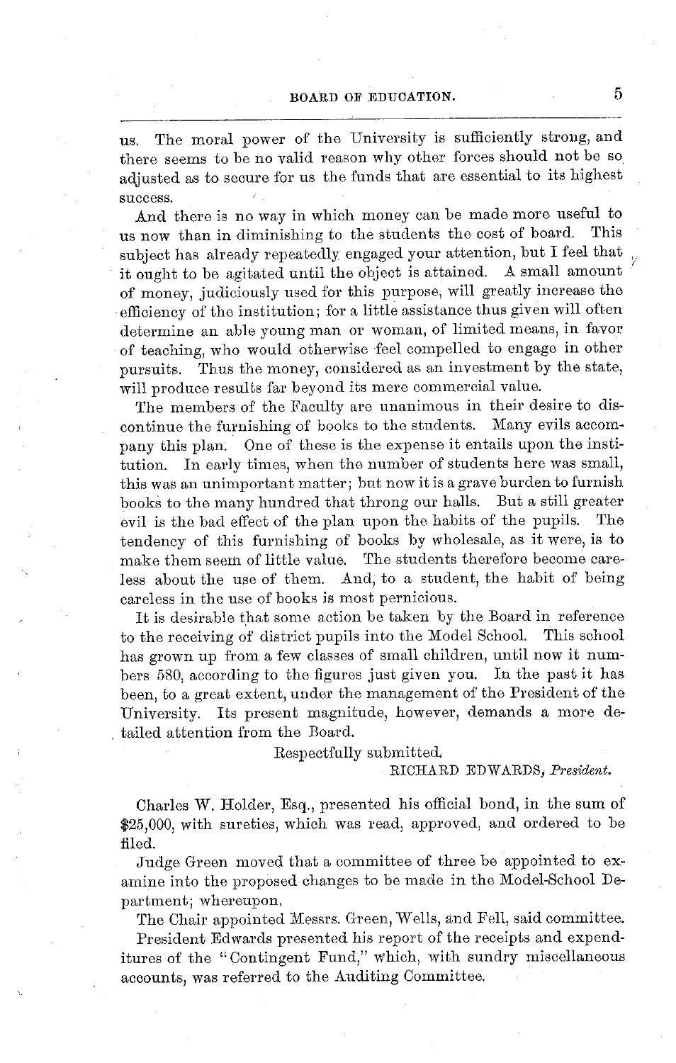us. The moral power of the University is sufficiently strong, and there seems to be no valid reason why other forces should not be so adjusted as to secure for us the funds that are essential to its highest success.

And there is no way in which money can be made more useful to us now than in diminishing to the students the cost of board. This subject has already repeatedly engaged your attention, but I feel that it ought to be agitated until the object is attained. A small amount of money, judiciously used for this purpose, will greatly increase the efficiency of the institution; for a little assistance thus given will often determine an able young man or woman, of limited means, in favor of teaching, who would otherwise feel compelled to engage in other pursuits. Thus the money, considered as an investment by the state, will produce results far beyond its mere commercial value.

The members of the Faculty are unanimous in their desire to discontinue the furnishing of books to the students. Many evils accompany this plan. One of these is the expense it entails upon the institution. In early times, when the number of students here was small, this was an unimportant matter; but now it is a grave burden to furnish books to the many hundred that throng our halls. But a still greater evil is the bad effect of the plan upon the habits of the pupils. The tendency of this furnishing of books by wholesale, as it were, is to make them seem of little value. The students therefore become careless about the use of them. And, to a student, the habit of being careless in the use of books is most pernicious.

It is desirable that some action be taken by the Board in reference to the receiving of district pupils into the Model School. This school has grown up from a few classes of small children, until now it numbers 580, according to the figures just given you. In the past it has been, to a great extent, under the management of the President of the University. Its present magnitude, however, demands a more detailed attention from the Board.

Respectfully submitted.

RICHARD EDWARDS, *President.*

Charles W. Holder, Esq., presented his official bond, in the sum of $25,000, with sureties, which was read, approved, and ordered to be filed.

Judge Green moved that a committee of three be appointed to examine into the proposed changes to be made in the Model-School Department; whereupon,

The Chair appointed Messrs. Green, Wells, and Fell, said committee.

President Edwards presented his report of the receipts and expenditures of the "Contingent Fund," which, with sundry miscellaneous accounts, was referred to the Auditing Committee.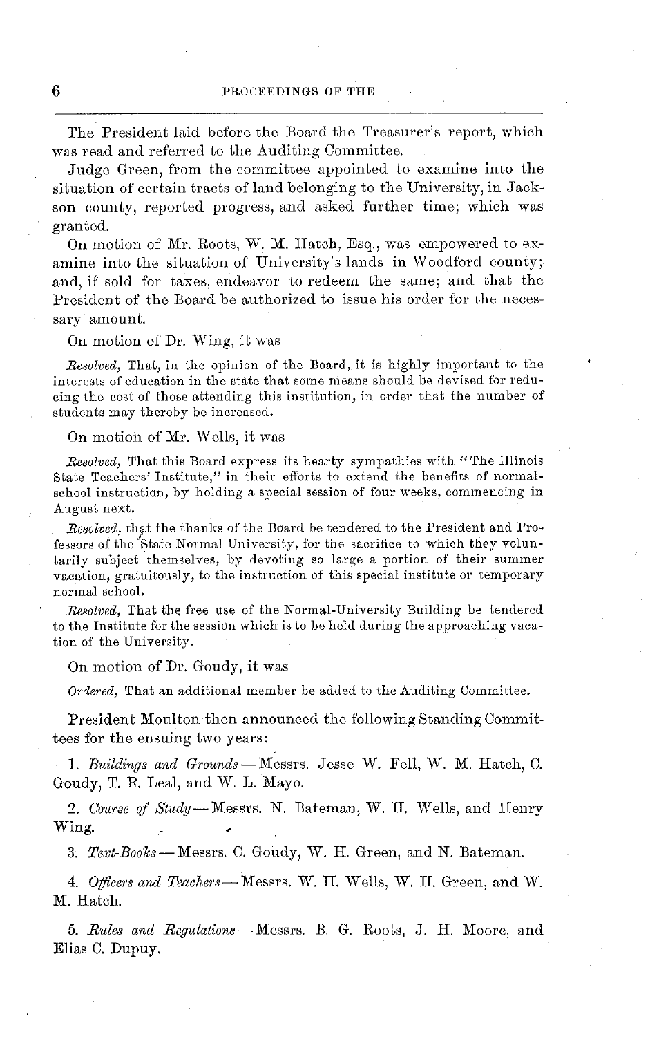The President laid before the Board the Treasurer's report, which was read and referred to the Auditing Committee.

Judge Green, from the committee appointed to examine into the situation of certain tracts of land belonging to the University, in Jackson county, reported progress, and asked further time; which was granted.

On motion of Mr. Roots, W. M. Hatch, Esq., was empowered to examine into the situation of University's lands in Woodford county; and, if sold for taxes, endeavor to redeem the same; and that the President of the Board be authorized to issue his order for the necessary amount.

On motion of Dr. Wing, it was

*Resolved,* That, in the opinion of the Board, it is highly important to the interests of education in the state that some means should be devised for reducing the cost of those attending this institution, in order that the number of students may thereby be increased.

On motion of Mr. Wells, it was

*Resolved,* That this Board express its hearty sympathies with "The Illinois State Teachers' Institute," in their efforts to extend the benefits of normal-school instruction, by holding a special session of four weeks, commencing in August next.

*Resolved,* that the thanks of the Board be tendered to the President and Professors of the State Normal University, for the sacrifice to which they voluntarily subject themselves, by devoting so large a portion of their summer vacation, gratuitously, to the instruction of this special institute or temporary normal school.

*Resolved,* That the free use of the Normal-University Building be tendered to the Institute for the session which is to be held during the approaching vacation of the University.

On motion of Dr. Goudy, it was

*Ordered,* That an additional member be added to the Auditing Committee.

President Moulton then announced the following Standing Committees for the ensuing two years:

1. *Buildings and Grounds* — Messrs. Jesse W. Fell, W. M. Hatch, C. Goudy, T. R. Leal, and W. L. Mayo.

2. *Course of Study* — Messrs. N. Bateman, W. H. Wells, and Henry Wing.

3. *Text-Books* — Messrs. C. Goudy, W. H. Green, and N. Bateman.

4. *Officers and Teachers* — Messrs. W. H. Wells, W. H. Green, and W. M. Hatch.

5. *Rules and Regulations* — Messrs. B. G. Roots, J. H. Moore, and Elias C. Dupuy.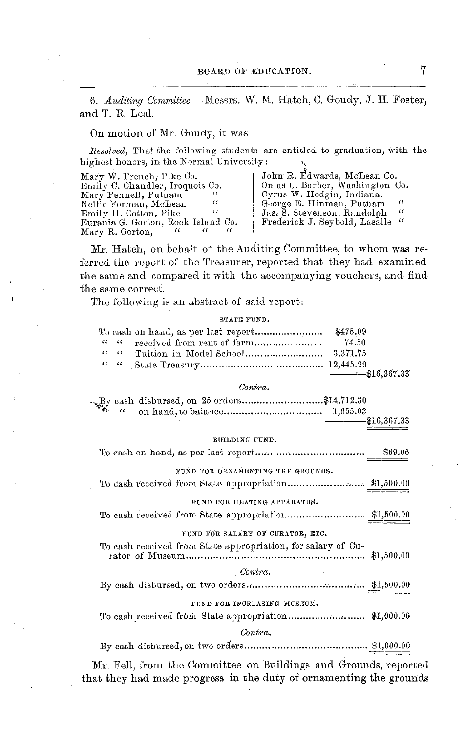6. *Auditing Committee*—Messrs. W. M. Hatch, C. Goudy, J. H. Foster, and T. R. Leal.

On motion of Mr. Goudy, it was

*Resolved*, That the following students are entitled to graduation, with the highest honors, in the Normal University:

| | |
|---|---|
| Mary W. French, Pike Co. | John R. Edwards, McLean Co. |
| Emily C. Chandler, Iroquois Co. | Onias C. Barber, Washington Co. |
| Mary Pennell, Putnam " | Cyrus W. Hodgin, Indiana. |
| Nellie Forman, McLean " | George E. Hinman, Putnam " |
| Emily H. Cotton, Pike " | Jas. S. Stevenson, Randolph " |
| Eurania G. Gorton, Rock Island Co. | Frederick J. Seybold, Lasalle " |
| Mary R. Gorton, " " " | |

Mr. Hatch, on behalf of the Auditing Committee, to whom was referred the report of the Treasurer, reported that they had examined the same and compared it with the accompanying vouchers, and find the same correct.

The following is an abstract of said report:

STATE FUND.

| | | |
|---|---|---|
| To cash on hand, as per last report | $475.09 | |
| " " received from rent of farm | 74.50 | |
| " " Tuition in Model School | 3,371.75 | |
| " " State Treasury | 12,445.99 | |
| | | $16,367.33 |

*Contra.*

| | | |
|---|---|---|
| By cash disbursed, on 25 orders | $14,712.30 | |
| " on hand, to balance | 1,655.03 | |
| | | $16,367.33 |

BUILDING FUND.

To cash on hand, as per last report ........ $69.06

FUND FOR ORNAMENTING THE GROUNDS.

To cash received from State appropriation ........ $1,500.00

FUND FOR HEATING APPARATUS.

To cash received from State appropriation ........ $1,500.00

FUND FOR SALARY OF CURATOR, ETC.

To cash received from State appropriation, for salary of Curator of Museum ........ $1,500.00

*Contra.*

By cash disbursed, on two orders ........ $1,500.00

FUND FOR INCREASING MUSEUM.

To cash received from State appropriation ........ $1,000.00

*Contra.*

By cash disbursed, on two orders ........ $1,000.00

Mr. Fell, from the Committee on Buildings and Grounds, reported that they had made progress in the duty of ornamenting the grounds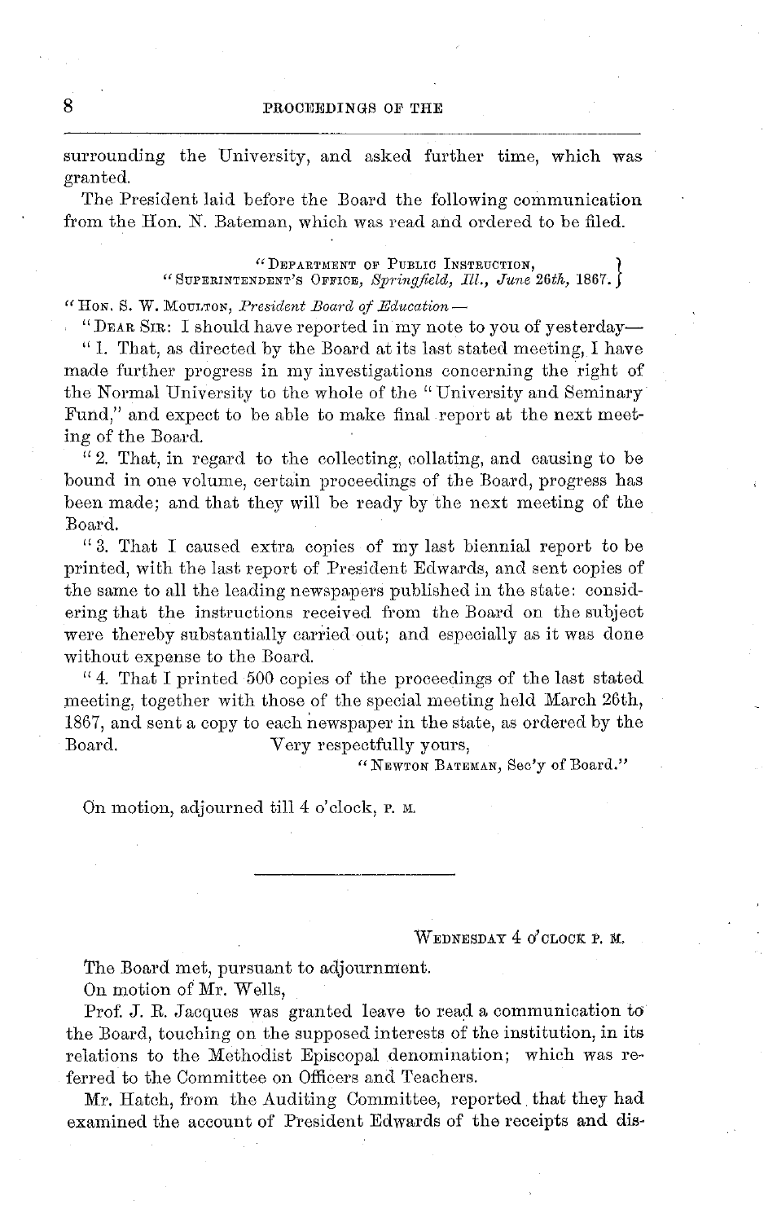surrounding the University, and asked further time, which was granted.

The President laid before the Board the following communication from the Hon. N. Bateman, which was read and ordered to be filed.

"DEPARTMENT OF PUBLIC INSTRUCTION,
"SUPERINTENDENT'S OFFICE, *Springfield, Ill., June 26th,* 1867.

"HON. S. W. MOULTON, *President Board of Education* —

"DEAR SIR: I should have reported in my note to you of yesterday—

"1. That, as directed by the Board at its last stated meeting, I have made further progress in my investigations concerning the right of the Normal University to the whole of the "University and Seminary Fund," and expect to be able to make final report at the next meeting of the Board.

"2. That, in regard to the collecting, collating, and causing to be bound in one volume, certain proceedings of the Board, progress has been made; and that they will be ready by the next meeting of the Board.

"3. That I caused extra copies of my last biennial report to be printed, with the last report of President Edwards, and sent copies of the same to all the leading newspapers published in the state: considering that the instructions received from the Board on the subject were thereby substantially carried out; and especially as it was done without expense to the Board.

"4. That I printed 500 copies of the proceedings of the last stated meeting, together with those of the special meeting held March 26th, 1867, and sent a copy to each newspaper in the state, as ordered by the Board. Very respectfully yours,

"NEWTON BATEMAN, Sec'y of Board."

On motion, adjourned till 4 o'clock, P. M.

---

WEDNESDAY 4 O'CLOCK P. M.

The Board met, pursuant to adjournment.

On motion of Mr. Wells,

Prof. J. R. Jacques was granted leave to read a communication to the Board, touching on the supposed interests of the institution, in its relations to the Methodist Episcopal denomination; which was referred to the Committee on Officers and Teachers.

Mr. Hatch, from the Auditing Committee, reported that they had examined the account of President Edwards of the receipts and dis-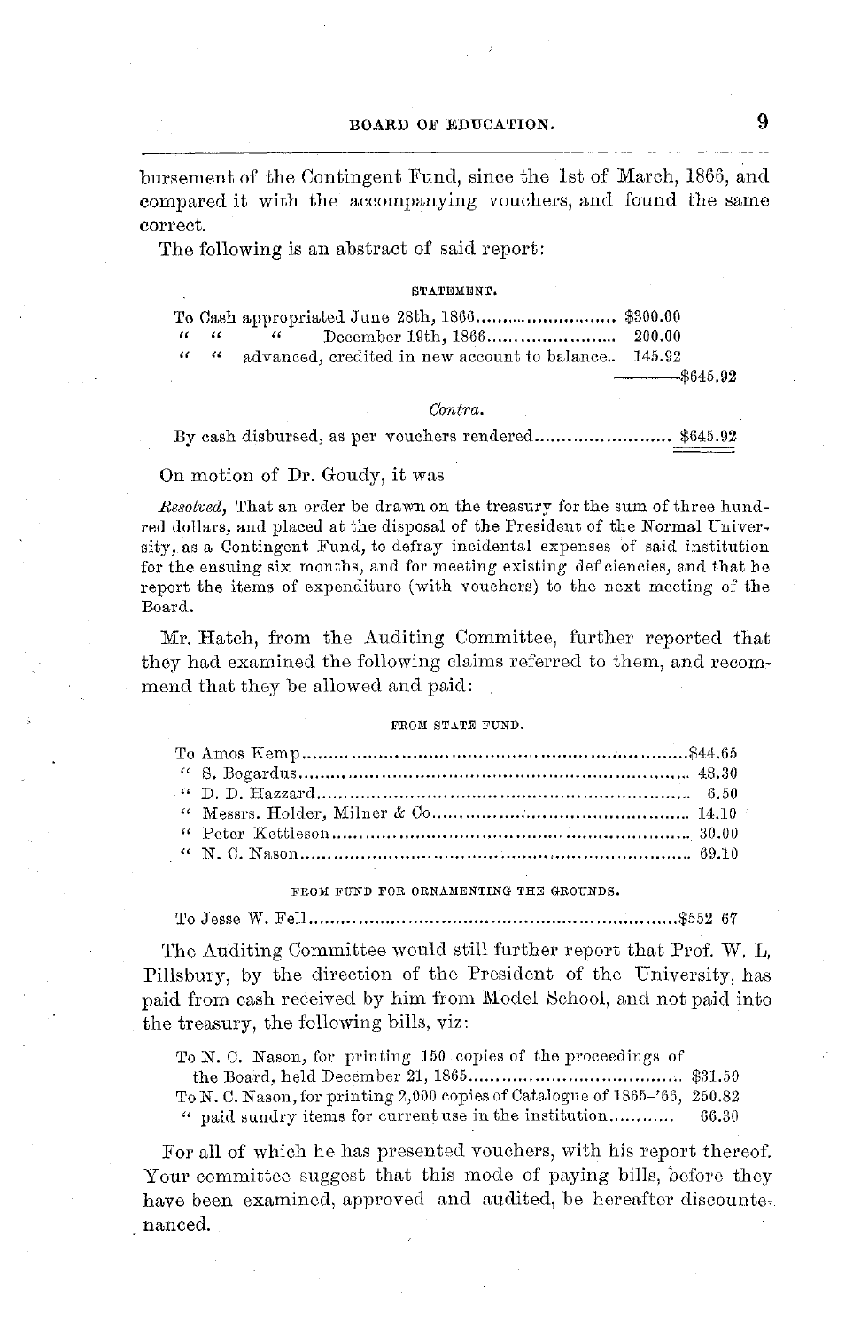bursement of the Contingent Fund, since the 1st of March, 1866, and compared it with the accompanying vouchers, and found the same correct.

The following is an abstract of said report:

STATEMENT.

| | | |
|---|---|---|
| To Cash appropriated June 28th, 1866 | $300.00 | |
| " " " December 19th, 1866 | 200.00 | |
| " " advanced, credited in new account to balance | 145.92 | |
| | | $645.92 |

*Contra.*

| | |
|---|---|
| By cash disbursed, as per vouchers rendered | $645.92 |

On motion of Dr. Goudy, it was

*Resolved,* That an order be drawn on the treasury for the sum of three hundred dollars, and placed at the disposal of the President of the Normal University, as a Contingent Fund, to defray incidental expenses of said institution for the ensuing six months, and for meeting existing deficiencies, and that he report the items of expenditure (with vouchers) to the next meeting of the Board.

Mr. Hatch, from the Auditing Committee, further reported that they had examined the following claims referred to them, and recommend that they be allowed and paid:

FROM STATE FUND.

| | |
|---|---|
| To Amos Kemp | $44.65 |
| " S. Bogardus | 48.30 |
| " D. D. Hazzard | 6.50 |
| " Messrs. Holder, Milner & Co | 14.10 |
| " Peter Kettleson | 30.00 |
| " N. C. Nason | 69.10 |

FROM FUND FOR ORNAMENTING THE GROUNDS.

| | |
|---|---|
| To Jesse W. Fell | $552 67 |

The Auditing Committee would still further report that Prof. W. L. Pillsbury, by the direction of the President of the University, has paid from cash received by him from Model School, and not paid into the treasury, the following bills, viz:

| | |
|---|---|
| To N. C. Nason, for printing 150 copies of the proceedings of the Board, held December 21, 1865 | $31.50 |
| To N. C. Nason, for printing 2,000 copies of Catalogue of 1865–'66, | 250.82 |
| " paid sundry items for current use in the institution | 66.30 |

For all of which he has presented vouchers, with his report thereof. Your committee suggest that this mode of paying bills, before they have been examined, approved and audited, be hereafter discountenanced.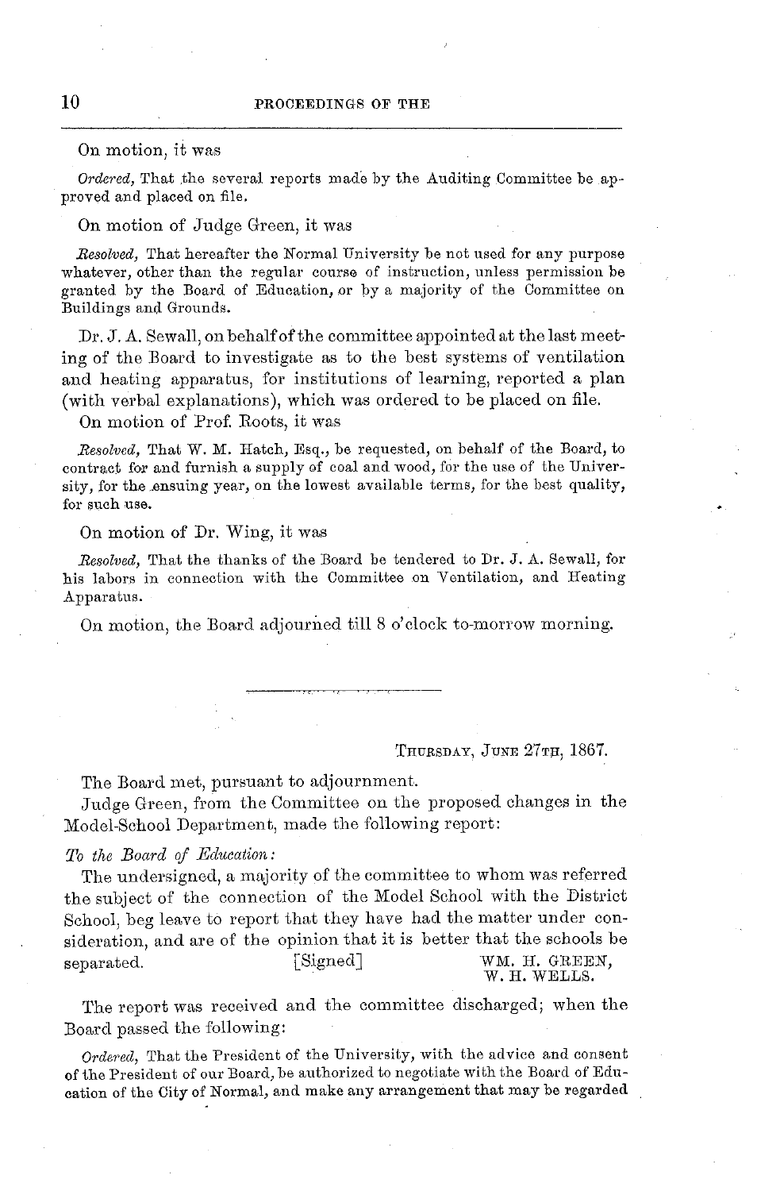On motion, it was

*Ordered,* That the several reports made by the Auditing Committee be approved and placed on file.

On motion of Judge Green, it was

*Resolved,* That hereafter the Normal University be not used for any purpose whatever, other than the regular course of instruction, unless permission be granted by the Board of Education, or by a majority of the Committee on Buildings and Grounds.

Dr. J. A. Sewall, on behalf of the committee appointed at the last meeting of the Board to investigate as to the best systems of ventilation and heating apparatus, for institutions of learning, reported a plan (with verbal explanations), which was ordered to be placed on file.

On motion of Prof. Roots, it was

*Resolved,* That W. M. Hatch, Esq., be requested, on behalf of the Board, to contract for and furnish a supply of coal and wood, for the use of the University, for the ensuing year, on the lowest available terms, for the best quality, for such use.

On motion of Dr. Wing, it was

*Resolved,* That the thanks of the Board be tendered to Dr. J. A. Sewall, for his labors in connection with the Committee on Ventilation, and Heating Apparatus.

On motion, the Board adjourned till 8 o'clock to-morrow morning.

---

THURSDAY, JUNE 27TH, 1867.

The Board met, pursuant to adjournment.

Judge Green, from the Committee on the proposed changes in the Model-School Department, made the following report:

*To the Board of Education:*

The undersigned, a majority of the committee to whom was referred the subject of the connection of the Model School with the District School, beg leave to report that they have had the matter under consideration, and are of the opinion that it is better that the schools be separated.

[Signed] WM. H. GREEN,
W. H. WELLS.

The report was received and the committee discharged; when the Board passed the following:

*Ordered,* That the President of the University, with the advice and consent of the President of our Board, be authorized to negotiate with the Board of Education of the City of Normal, and make any arrangement that may be regarded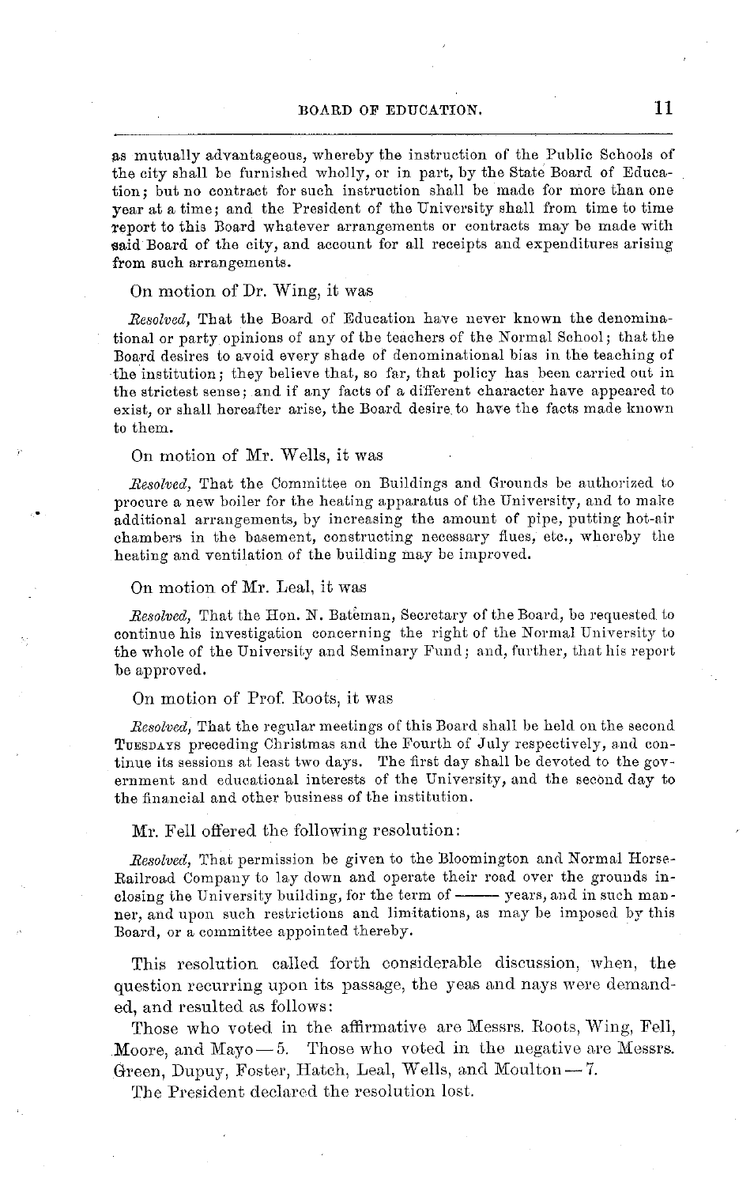as mutually advantageous, whereby the instruction of the Public Schools of the city shall be furnished wholly, or in part, by the State Board of Education; but no contract for such instruction shall be made for more than one year at a time; and the President of the University shall from time to time report to this Board whatever arrangements or contracts may be made with said Board of the city, and account for all receipts and expenditures arising from such arrangements.

On motion of Dr. Wing, it was

*Resolved,* That the Board of Education have never known the denominational or party opinions of any of the teachers of the Normal School; that the Board desires to avoid every shade of denominational bias in the teaching of the institution; they believe that, so far, that policy has been carried out in the strictest sense; and if any facts of a different character have appeared to exist, or shall hereafter arise, the Board desire to have the facts made known to them.

On motion of Mr. Wells, it was

*Resolved,* That the Committee on Buildings and Grounds be authorized to procure a new boiler for the heating apparatus of the University, and to make additional arrangements, by increasing the amount of pipe, putting hot-air chambers in the basement, constructing necessary flues, etc., whereby the heating and ventilation of the building may be improved.

On motion of Mr. Leal, it was

*Resolved,* That the Hon. N. Bateman, Secretary of the Board, be requested to continue his investigation concerning the right of the Normal University to the whole of the University and Seminary Fund; and, further, that his report be approved.

On motion of Prof. Roots, it was

*Resolved,* That the regular meetings of this Board shall be held on the second TUESDAYS preceding Christmas and the Fourth of July respectively, and continue its sessions at least two days. The first day shall be devoted to the government and educational interests of the University, and the second day to the financial and other business of the institution.

Mr. Fell offered the following resolution:

*Resolved,* That permission be given to the Bloomington and Normal Horse-Railroad Company to lay down and operate their road over the grounds inclosing the University building, for the term of —— years, and in such manner, and upon such restrictions and limitations, as may be imposed by this Board, or a committee appointed thereby.

This resolution called forth considerable discussion, when, the question recurring upon its passage, the yeas and nays were demanded, and resulted as follows:

Those who voted in the affirmative are Messrs. Roots, Wing, Fell, Moore, and Mayo — 5. Those who voted in the negative are Messrs. Green, Dupuy, Foster, Hatch, Leal, Wells, and Moulton — 7.

The President declared the resolution lost.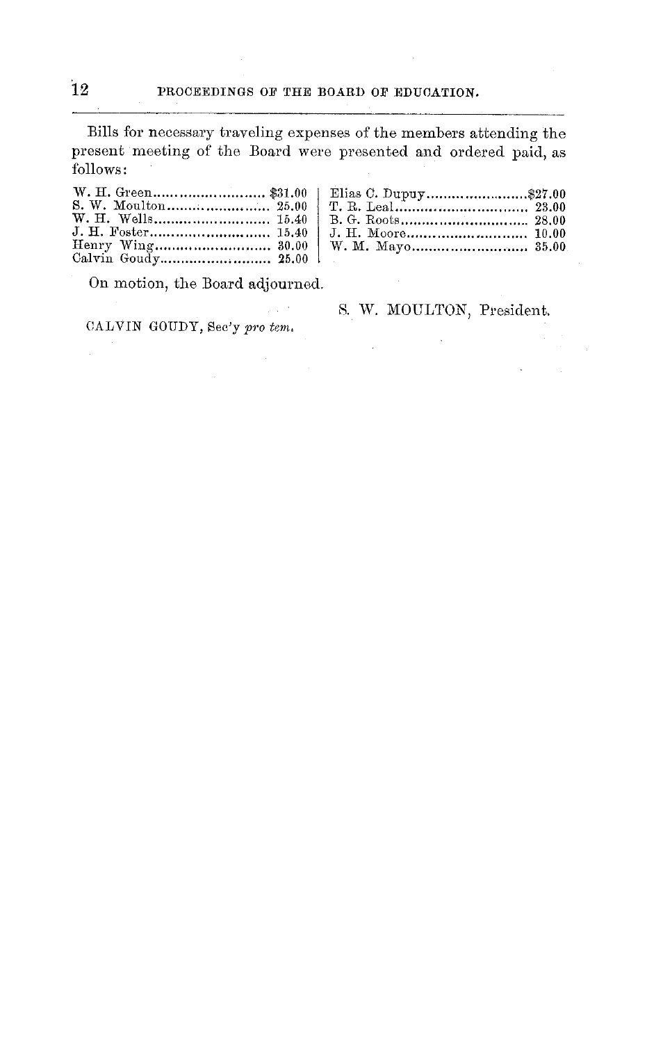Bills for necessary traveling expenses of the members attending the present meeting of the Board were presented and ordered paid, as follows:

| | | | |
|---|---|---|---|
| W. H. Green | $31.00 | Elias C. Dupuy | $27.00 |
| S. W. Moulton | 25.00 | T. R. Leal | 23.00 |
| W. H. Wells | 15.40 | B. G. Roots | 28.00 |
| J. H. Foster | 15.40 | J. H. Moore | 10.00 |
| Henry Wing | 30.00 | W. M. Mayo | 35.00 |
| Calvin Goudy | 25.00 | | |

On motion, the Board adjourned.

S. W. MOULTON, President.

CALVIN GOUDY, Sec'y *pro tem.*